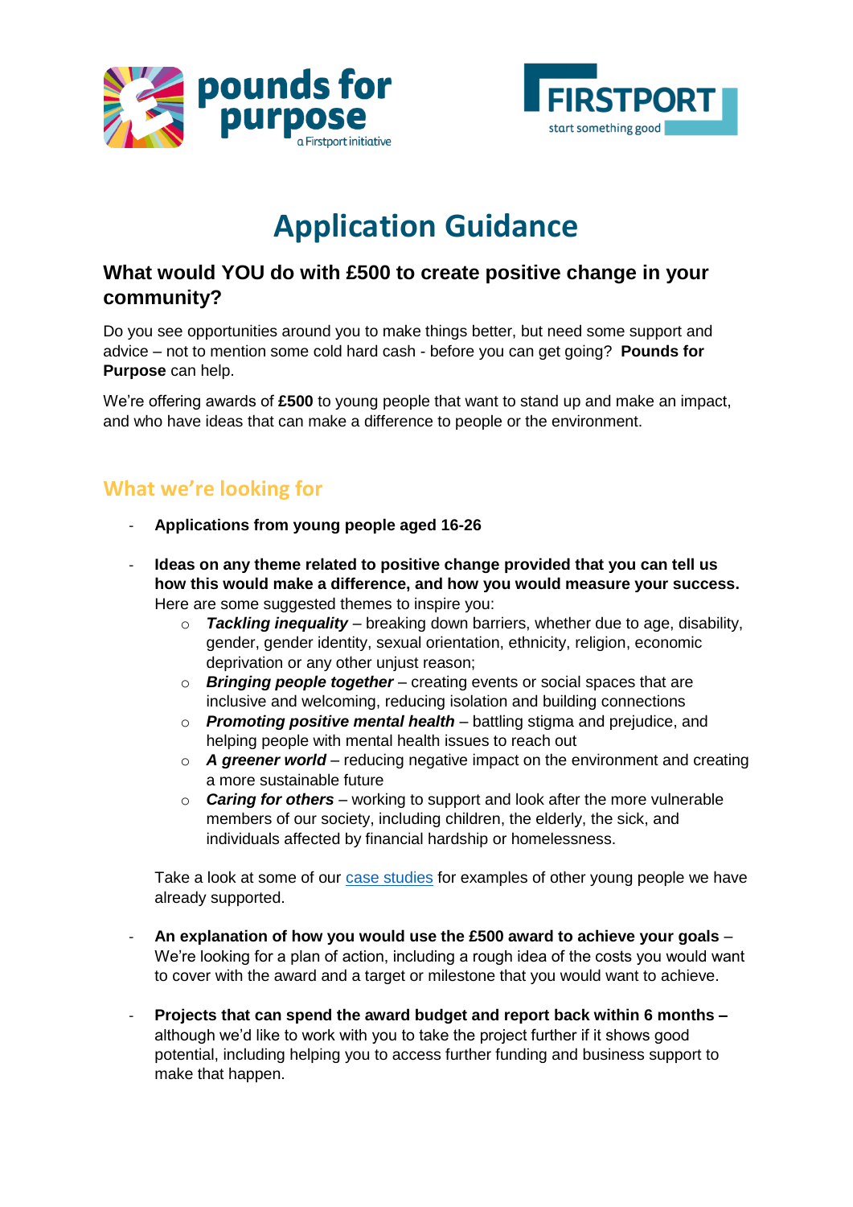# Application Guidance

## What would YOU do with £500 to create positive change in your community?

Do you see opportunities around you to make things better, but need some support and advice – not to mention some cold hard cash - before you can get going? **Pounds for Purpose** can help.

We're offering awards of **£500** to young people that want to stand up and make an impact, and who have ideas that can make a difference to people or the environment.

## What we're looking for

- **Applications from young people aged 16-26**

- **Ideas on any theme related to positive change provided that you can tell us how this would make a difference, and how you would measure your success.** Here are some suggested themes to inspire you:
  - ***Tackling inequality*** – breaking down barriers, whether due to age, disability, gender, gender identity, sexual orientation, ethnicity, religion, economic deprivation or any other unjust reason;
  - ***Bringing people together*** – creating events or social spaces that are inclusive and welcoming, reducing isolation and building connections
  - ***Promoting positive mental health*** – battling stigma and prejudice, and helping people with mental health issues to reach out
  - ***A greener world*** – reducing negative impact on the environment and creating a more sustainable future
  - ***Caring for others*** – working to support and look after the more vulnerable members of our society, including children, the elderly, the sick, and individuals affected by financial hardship or homelessness.

  Take a look at some of our case studies for examples of other young people we have already supported.

- **An explanation of how you would use the £500 award to achieve your goals** – We're looking for a plan of action, including a rough idea of the costs you would want to cover with the award and a target or milestone that you would want to achieve.

- **Projects that can spend the award budget and report back within 6 months –** although we'd like to work with you to take the project further if it shows good potential, including helping you to access further funding and business support to make that happen.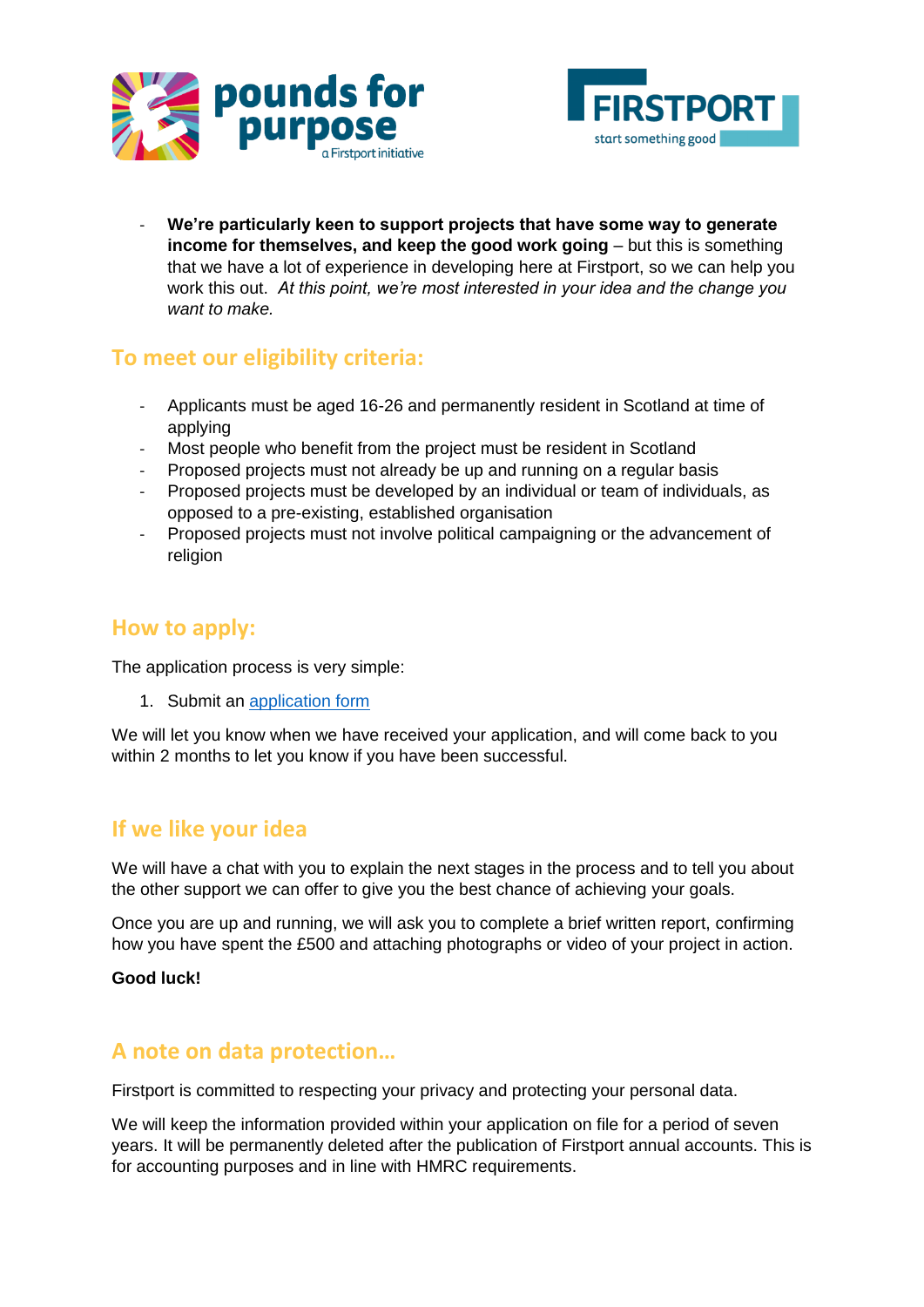- **We're particularly keen to support projects that have some way to generate income for themselves, and keep the good work going** – but this is something that we have a lot of experience in developing here at Firstport, so we can help you work this out. *At this point, we're most interested in your idea and the change you want to make.*

## To meet our eligibility criteria:

- Applicants must be aged 16-26 and permanently resident in Scotland at time of applying
- Most people who benefit from the project must be resident in Scotland
- Proposed projects must not already be up and running on a regular basis
- Proposed projects must be developed by an individual or team of individuals, as opposed to a pre-existing, established organisation
- Proposed projects must not involve political campaigning or the advancement of religion

## How to apply:

The application process is very simple:

1. Submit an application form

We will let you know when we have received your application, and will come back to you within 2 months to let you know if you have been successful.

## If we like your idea

We will have a chat with you to explain the next stages in the process and to tell you about the other support we can offer to give you the best chance of achieving your goals.

Once you are up and running, we will ask you to complete a brief written report, confirming how you have spent the £500 and attaching photographs or video of your project in action.

**Good luck!**

## A note on data protection…

Firstport is committed to respecting your privacy and protecting your personal data.

We will keep the information provided within your application on file for a period of seven years. It will be permanently deleted after the publication of Firstport annual accounts. This is for accounting purposes and in line with HMRC requirements.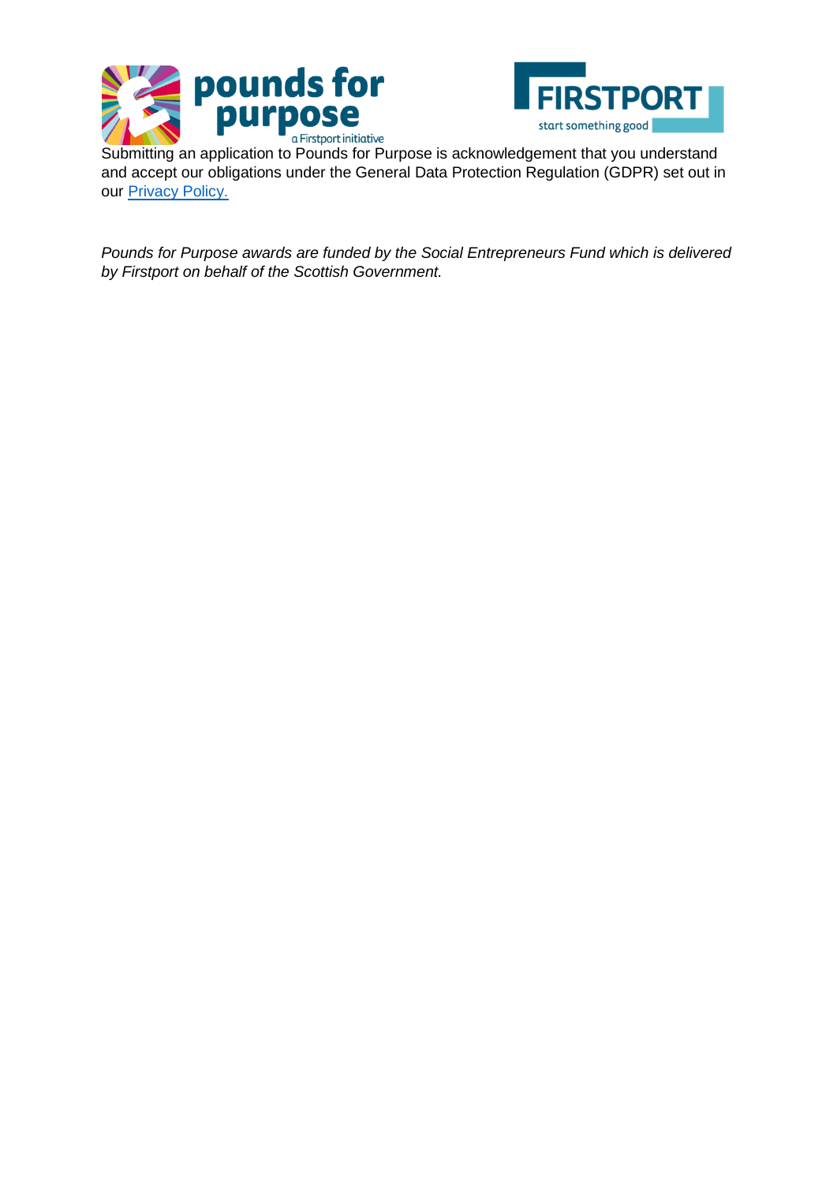Submitting an application to Pounds for Purpose is acknowledgement that you understand and accept our obligations under the General Data Protection Regulation (GDPR) set out in our Privacy Policy.

*Pounds for Purpose awards are funded by the Social Entrepreneurs Fund which is delivered by Firstport on behalf of the Scottish Government.*